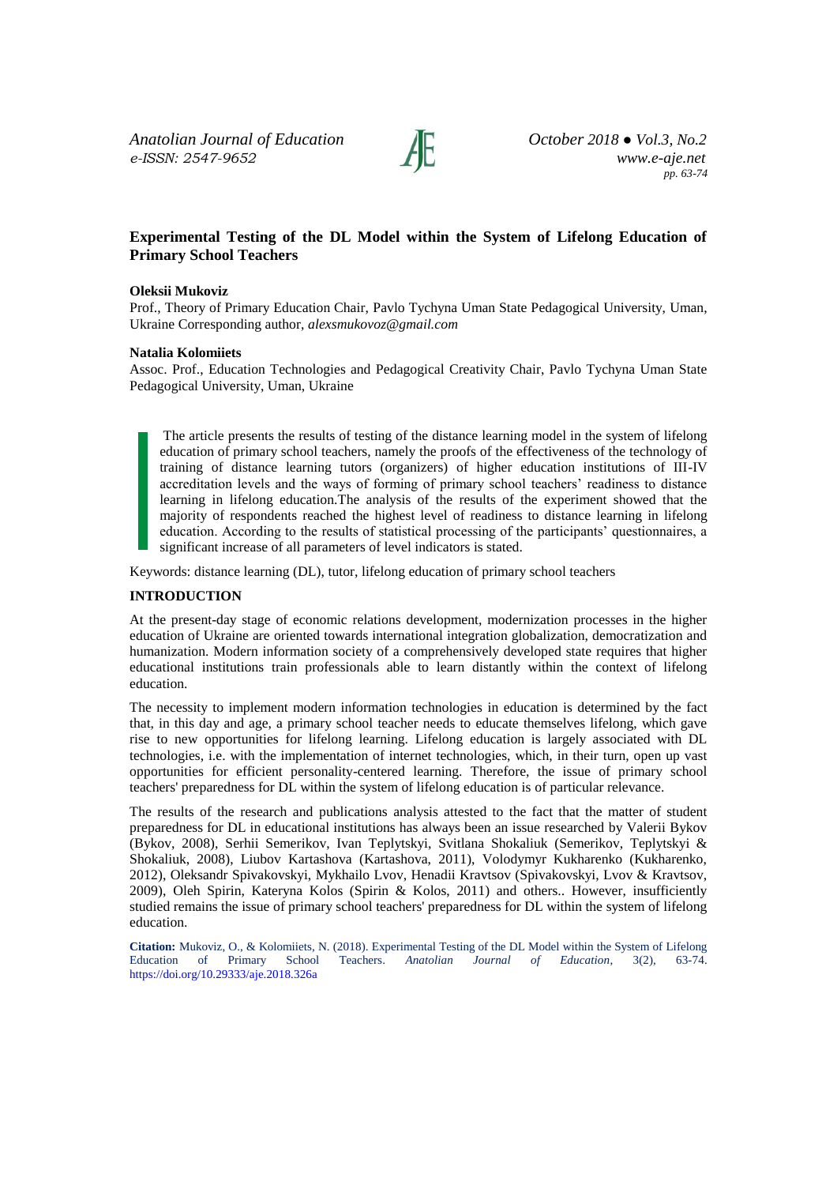# Experimental Testing of the DL Model within the System of Lifelong Education of Primary School Teachers

**Oleksii Mukoviz**

Prof., Theory of Primary Education Chair, Pavlo Tychyna Uman State Pedagogical University, Uman, Ukraine Corresponding author, *alexsmukovoz@gmail.com*

**Natalia Kolomiiets**

Assoc. Prof., Education Technologies and Pedagogical Creativity Chair, Pavlo Tychyna Uman State Pedagogical University, Uman, Ukraine

The article presents the results of testing of the distance learning model in the system of lifelong education of primary school teachers, namely the proofs of the effectiveness of the technology of training of distance learning tutors (organizers) of higher education institutions of III-IV accreditation levels and the ways of forming of primary school teachers' readiness to distance learning in lifelong education.The analysis of the results of the experiment showed that the majority of respondents reached the highest level of readiness to distance learning in lifelong education. According to the results of statistical processing of the participants' questionnaires, a significant increase of all parameters of level indicators is stated.

Keywords: distance learning (DL), tutor, lifelong education of primary school teachers

## INTRODUCTION

At the present-day stage of economic relations development, modernization processes in the higher education of Ukraine are oriented towards international integration globalization, democratization and humanization. Modern information society of a comprehensively developed state requires that higher educational institutions train professionals able to learn distantly within the context of lifelong education.

The necessity to implement modern information technologies in education is determined by the fact that, in this day and age, a primary school teacher needs to educate themselves lifelong, which gave rise to new opportunities for lifelong learning. Lifelong education is largely associated with DL technologies, i.e. with the implementation of internet technologies, which, in their turn, open up vast opportunities for efficient personality-centered learning. Therefore, the issue of primary school teachers' preparedness for DL within the system of lifelong education is of particular relevance.

The results of the research and publications analysis attested to the fact that the matter of student preparedness for DL in educational institutions has always been an issue researched by Valerii Bykov (Bykov, 2008), Serhii Semerikov, Ivan Teplytskyi, Svitlana Shokaliuk (Semerikov, Teplytskyi & Shokaliuk, 2008), Liubov Kartashova (Kartashova, 2011), Volodymyr Kukharenko (Kukharenko, 2012), Oleksandr Spivakovskyi, Mykhailo Lvov, Henadii Kravtsov (Spivakovskyi, Lvov & Kravtsov, 2009), Oleh Spirin, Kateryna Kolos (Spirin & Kolos, 2011) and others.. However, insufficiently studied remains the issue of primary school teachers' preparedness for DL within the system of lifelong education.

**Citation:** Mukoviz, O., & Kolomiiets, N. (2018). Experimental Testing of the DL Model within the System of Lifelong Education of Primary School Teachers. *Anatolian Journal of Education*, 3(2), 63-74. https://doi.org/10.29333/aje.2018.326a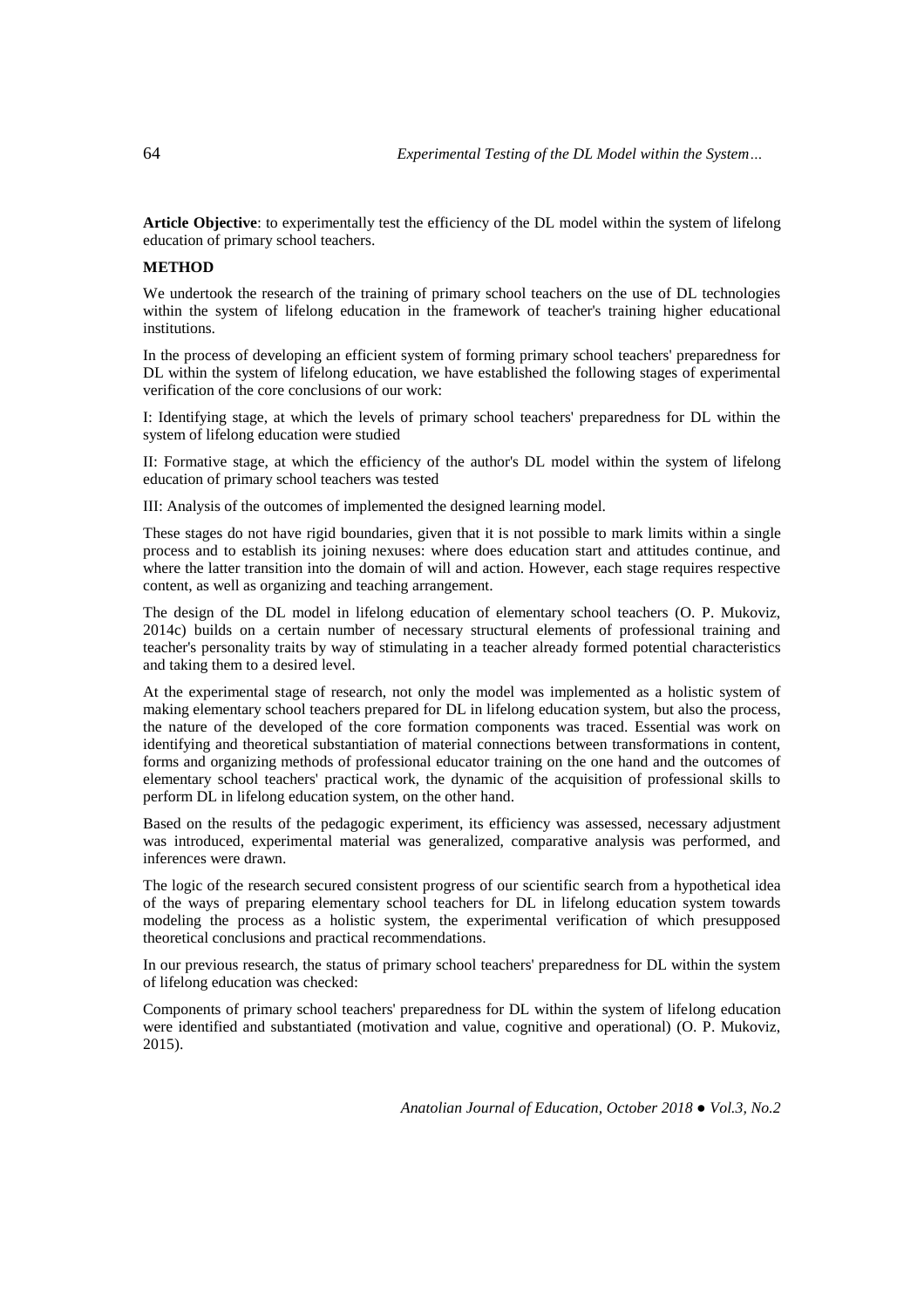**Article Objective**: to experimentally test the efficiency of the DL model within the system of lifelong education of primary school teachers.

## METHOD

We undertook the research of the training of primary school teachers on the use of DL technologies within the system of lifelong education in the framework of teacher's training higher educational institutions.

In the process of developing an efficient system of forming primary school teachers' preparedness for DL within the system of lifelong education, we have established the following stages of experimental verification of the core conclusions of our work:

I: Identifying stage, at which the levels of primary school teachers' preparedness for DL within the system of lifelong education were studied

II: Formative stage, at which the efficiency of the author's DL model within the system of lifelong education of primary school teachers was tested

III: Analysis of the outcomes of implemented the designed learning model.

These stages do not have rigid boundaries, given that it is not possible to mark limits within a single process and to establish its joining nexuses: where does education start and attitudes continue, and where the latter transition into the domain of will and action. However, each stage requires respective content, as well as organizing and teaching arrangement.

The design of the DL model in lifelong education of elementary school teachers (O. P. Mukoviz, 2014c) builds on a certain number of necessary structural elements of professional training and teacher's personality traits by way of stimulating in a teacher already formed potential characteristics and taking them to a desired level.

At the experimental stage of research, not only the model was implemented as a holistic system of making elementary school teachers prepared for DL in lifelong education system, but also the process, the nature of the developed of the core formation components was traced. Essential was work on identifying and theoretical substantiation of material connections between transformations in content, forms and organizing methods of professional educator training on the one hand and the outcomes of elementary school teachers' practical work, the dynamic of the acquisition of professional skills to perform DL in lifelong education system, on the other hand.

Based on the results of the pedagogic experiment, its efficiency was assessed, necessary adjustment was introduced, experimental material was generalized, comparative analysis was performed, and inferences were drawn.

The logic of the research secured consistent progress of our scientific search from a hypothetical idea of the ways of preparing elementary school teachers for DL in lifelong education system towards modeling the process as a holistic system, the experimental verification of which presupposed theoretical conclusions and practical recommendations.

In our previous research, the status of primary school teachers' preparedness for DL within the system of lifelong education was checked:

Components of primary school teachers' preparedness for DL within the system of lifelong education were identified and substantiated (motivation and value, cognitive and operational) (O. P. Mukoviz, 2015).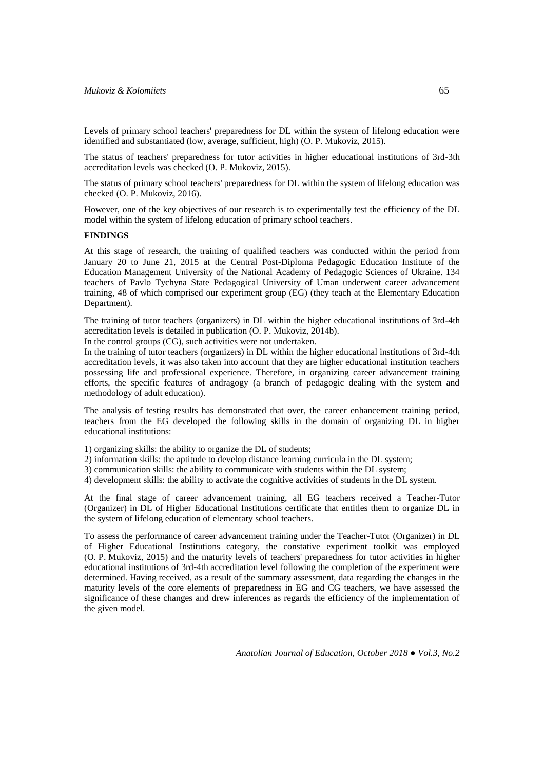Levels of primary school teachers' preparedness for DL within the system of lifelong education were identified and substantiated (low, average, sufficient, high) (O. P. Mukoviz, 2015).

The status of teachers' preparedness for tutor activities in higher educational institutions of 3rd-3th accreditation levels was checked (O. P. Mukoviz, 2015).

The status of primary school teachers' preparedness for DL within the system of lifelong education was checked (O. P. Mukoviz, 2016).

However, one of the key objectives of our research is to experimentally test the efficiency of the DL model within the system of lifelong education of primary school teachers.

## FINDINGS

At this stage of research, the training of qualified teachers was conducted within the period from January 20 to June 21, 2015 at the Central Post-Diploma Pedagogic Education Institute of the Education Management University of the National Academy of Pedagogic Sciences of Ukraine. 134 teachers of Pavlo Tychyna State Pedagogical University of Uman underwent career advancement training, 48 of which comprised our experiment group (EG) (they teach at the Elementary Education Department).

The training of tutor teachers (organizers) in DL within the higher educational institutions of 3rd-4th accreditation levels is detailed in publication (O. P. Mukoviz, 2014b).

In the control groups (CG), such activities were not undertaken.

In the training of tutor teachers (organizers) in DL within the higher educational institutions of 3rd-4th accreditation levels, it was also taken into account that they are higher educational institution teachers possessing life and professional experience. Therefore, in organizing career advancement training efforts, the specific features of andragogy (a branch of pedagogic dealing with the system and methodology of adult education).

The analysis of testing results has demonstrated that over, the career enhancement training period, teachers from the EG developed the following skills in the domain of organizing DL in higher educational institutions:

1) organizing skills: the ability to organize the DL of students;
2) information skills: the aptitude to develop distance learning curricula in the DL system;
3) communication skills: the ability to communicate with students within the DL system;
4) development skills: the ability to activate the cognitive activities of students in the DL system.

At the final stage of career advancement training, all EG teachers received a Teacher-Tutor (Organizer) in DL of Higher Educational Institutions certificate that entitles them to organize DL in the system of lifelong education of elementary school teachers.

To assess the performance of career advancement training under the Teacher-Tutor (Organizer) in DL of Higher Educational Institutions category, the constative experiment toolkit was employed (O. P. Mukoviz, 2015) and the maturity levels of teachers' preparedness for tutor activities in higher educational institutions of 3rd-4th accreditation level following the completion of the experiment were determined. Having received, as a result of the summary assessment, data regarding the changes in the maturity levels of the core elements of preparedness in EG and CG teachers, we have assessed the significance of these changes and drew inferences as regards the efficiency of the implementation of the given model.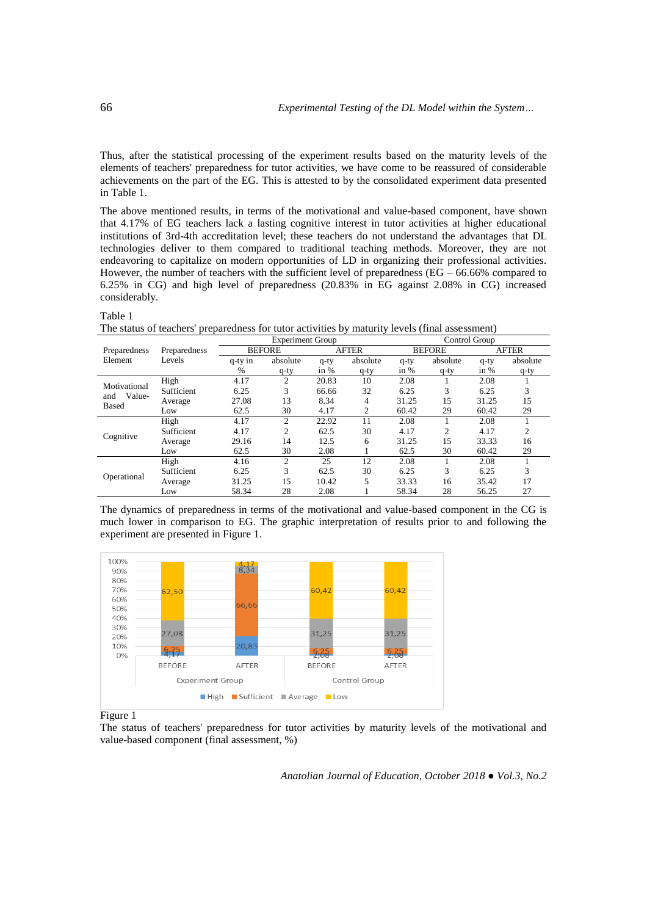Thus, after the statistical processing of the experiment results based on the maturity levels of the elements of teachers' preparedness for tutor activities, we have come to be reassured of considerable achievements on the part of the EG. This is attested to by the consolidated experiment data presented in Table 1.

The above mentioned results, in terms of the motivational and value-based component, have shown that 4.17% of EG teachers lack a lasting cognitive interest in tutor activities at higher educational institutions of 3rd-4th accreditation level; these teachers do not understand the advantages that DL technologies deliver to them compared to traditional teaching methods. Moreover, they are not endeavoring to capitalize on modern opportunities of LD in organizing their professional activities. However, the number of teachers with the sufficient level of preparedness (EG – 66.66% compared to 6.25% in CG) and high level of preparedness (20.83% in EG against 2.08% in CG) increased considerably.

Table 1
The status of teachers' preparedness for tutor activities by maturity levels (final assessment)

| Preparedness Element | Preparedness Levels | Experiment Group | | | | Control Group | | | |
|---|---|---|---|---|---|---|---|---|---|
| | | BEFORE | | AFTER | | BEFORE | | AFTER | |
| | | q-ty in % | absolute q-ty | q-ty in % | absolute q-ty | q-ty in % | absolute q-ty | q-ty in % | absolute q-ty |
| Motivational and Value-Based | High | 4.17 | 2 | 20.83 | 10 | 2.08 | 1 | 2.08 | 1 |
| | Sufficient | 6.25 | 3 | 66.66 | 32 | 6.25 | 3 | 6.25 | 3 |
| | Average | 27.08 | 13 | 8.34 | 4 | 31.25 | 15 | 31.25 | 15 |
| | Low | 62.5 | 30 | 4.17 | 2 | 60.42 | 29 | 60.42 | 29 |
| Cognitive | High | 4.17 | 2 | 22.92 | 11 | 2.08 | 1 | 2.08 | 1 |
| | Sufficient | 4.17 | 2 | 62.5 | 30 | 4.17 | 2 | 4.17 | 2 |
| | Average | 29.16 | 14 | 12.5 | 6 | 31.25 | 15 | 33.33 | 16 |
| | Low | 62.5 | 30 | 2.08 | 1 | 62.5 | 30 | 60.42 | 29 |
| Operational | High | 4.16 | 2 | 25 | 12 | 2.08 | 1 | 2.08 | 1 |
| | Sufficient | 6.25 | 3 | 62.5 | 30 | 6.25 | 3 | 6.25 | 3 |
| | Average | 31.25 | 15 | 10.42 | 5 | 33.33 | 16 | 35.42 | 17 |
| | Low | 58.34 | 28 | 2.08 | 1 | 58.34 | 28 | 56.25 | 27 |

The dynamics of preparedness in terms of the motivational and value-based component in the CG is much lower in comparison to EG. The graphic interpretation of results prior to and following the experiment are presented in Figure 1.

Figure 1
The status of teachers' preparedness for tutor activities by maturity levels of the motivational and value-based component (final assessment, %)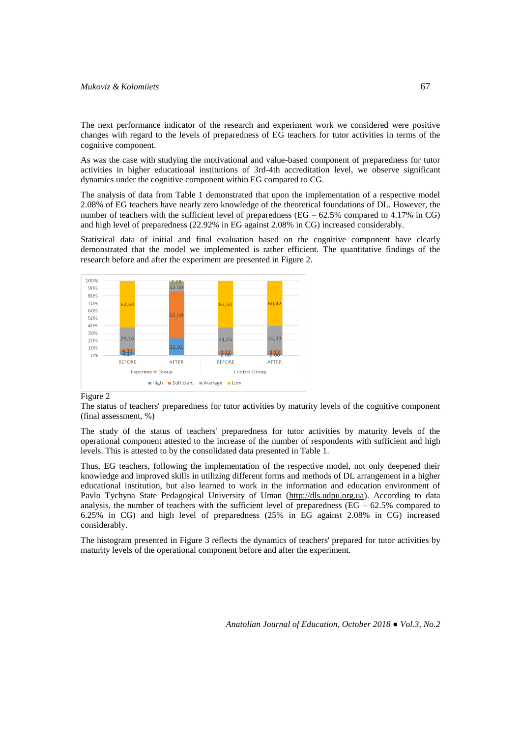The next performance indicator of the research and experiment work we considered were positive changes with regard to the levels of preparedness of EG teachers for tutor activities in terms of the cognitive component.

As was the case with studying the motivational and value-based component of preparedness for tutor activities in higher educational institutions of 3rd-4th accreditation level, we observe significant dynamics under the cognitive component within EG compared to CG.

The analysis of data from Table 1 demonstrated that upon the implementation of a respective model 2.08% of EG teachers have nearly zero knowledge of the theoretical foundations of DL. However, the number of teachers with the sufficient level of preparedness (EG – 62.5% compared to 4.17% in CG) and high level of preparedness (22.92% in EG against 2.08% in CG) increased considerably.

Statistical data of initial and final evaluation based on the cognitive component have clearly demonstrated that the model we implemented is rather efficient. The quantitative findings of the research before and after the experiment are presented in Figure 2.

Figure 2
The status of teachers' preparedness for tutor activities by maturity levels of the cognitive component (final assessment, %)

The study of the status of teachers' preparedness for tutor activities by maturity levels of the operational component attested to the increase of the number of respondents with sufficient and high levels. This is attested to by the consolidated data presented in Table 1.

Thus, EG teachers, following the implementation of the respective model, not only deepened their knowledge and improved skills in utilizing different forms and methods of DL arrangement in a higher educational institution, but also learned to work in the information and education environment of Pavlo Tychyna State Pedagogical University of Uman (http://dls.udpu.org.ua). According to data analysis, the number of teachers with the sufficient level of preparedness (EG – 62.5% compared to 6.25% in CG) and high level of preparedness (25% in EG against 2.08% in CG) increased considerably.

The histogram presented in Figure 3 reflects the dynamics of teachers' prepared for tutor activities by maturity levels of the operational component before and after the experiment.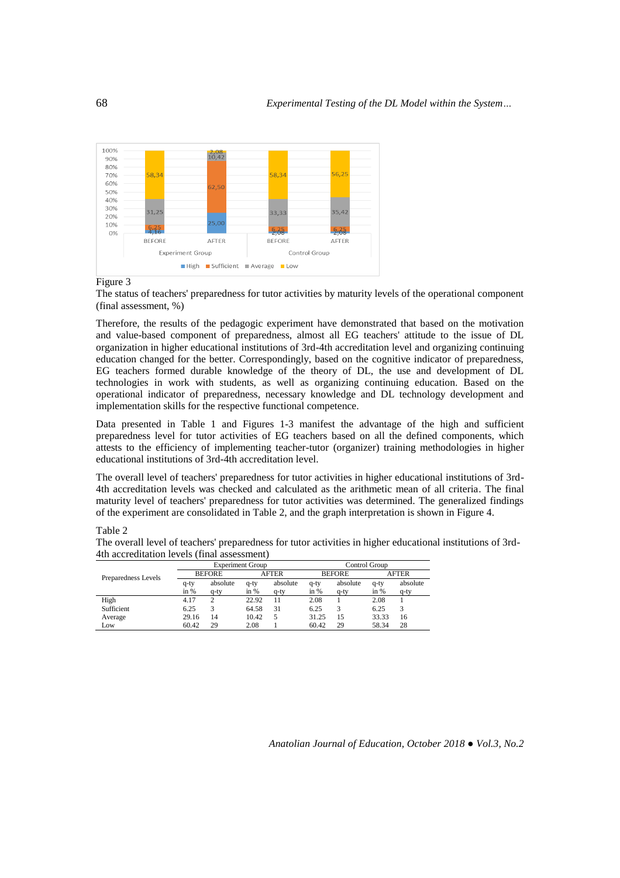Figure 3

The status of teachers' preparedness for tutor activities by maturity levels of the operational component (final assessment, %)

Therefore, the results of the pedagogic experiment have demonstrated that based on the motivation and value-based component of preparedness, almost all EG teachers' attitude to the issue of DL organization in higher educational institutions of 3rd-4th accreditation level and organizing continuing education changed for the better. Correspondingly, based on the cognitive indicator of preparedness, EG teachers formed durable knowledge of the theory of DL, the use and development of DL technologies in work with students, as well as organizing continuing education. Based on the operational indicator of preparedness, necessary knowledge and DL technology development and implementation skills for the respective functional competence.

Data presented in Table 1 and Figures 1-3 manifest the advantage of the high and sufficient preparedness level for tutor activities of EG teachers based on all the defined components, which attests to the efficiency of implementing teacher-tutor (organizer) training methodologies in higher educational institutions of 3rd-4th accreditation level.

The overall level of teachers' preparedness for tutor activities in higher educational institutions of 3rd-4th accreditation levels was checked and calculated as the arithmetic mean of all criteria. The final maturity level of teachers' preparedness for tutor activities was determined. The generalized findings of the experiment are consolidated in Table 2, and the graph interpretation is shown in Figure 4.

Table 2

The overall level of teachers' preparedness for tutor activities in higher educational institutions of 3rd-4th accreditation levels (final assessment)

| Preparedness Levels | Experiment Group | | | | Control Group | | | |
|---|---|---|---|---|---|---|---|---|
| | BEFORE | | AFTER | | BEFORE | | AFTER | |
| | q-ty in % | absolute q-ty | q-ty in % | absolute q-ty | q-ty in % | absolute q-ty | q-ty in % | absolute q-ty |
| High | 4.17 | 2 | 22.92 | 11 | 2.08 | 1 | 2.08 | 1 |
| Sufficient | 6.25 | 3 | 64.58 | 31 | 6.25 | 3 | 6.25 | 3 |
| Average | 29.16 | 14 | 10.42 | 5 | 31.25 | 15 | 33.33 | 16 |
| Low | 60.42 | 29 | 2.08 | 1 | 60.42 | 29 | 58.34 | 28 |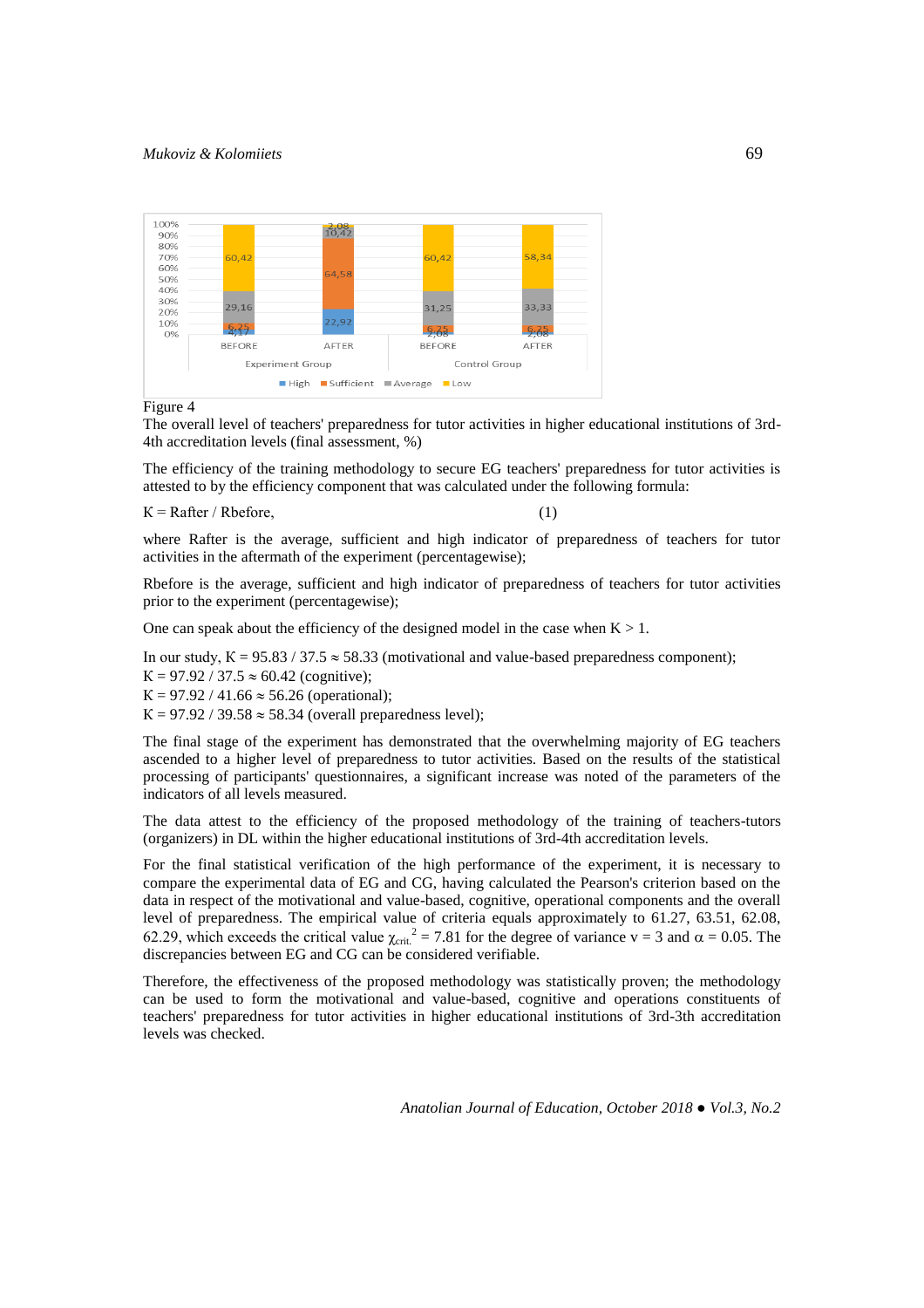Figure 4

The overall level of teachers' preparedness for tutor activities in higher educational institutions of 3rd-4th accreditation levels (final assessment, %)

The efficiency of the training methodology to secure EG teachers' preparedness for tutor activities is attested to by the efficiency component that was calculated under the following formula:

$$K = R_{after} / R_{before}, \quad (1)$$

where Rafter is the average, sufficient and high indicator of preparedness of teachers for tutor activities in the aftermath of the experiment (percentagewise);

Rbefore is the average, sufficient and high indicator of preparedness of teachers for tutor activities prior to the experiment (percentagewise);

One can speak about the efficiency of the designed model in the case when $K > 1$.

In our study, $K = 95.83 / 37.5 \approx 58.33$ (motivational and value-based preparedness component);
$K = 97.92 / 37.5 \approx 60.42$ (cognitive);
$K = 97.92 / 41.66 \approx 56.26$ (operational);
$K = 97.92 / 39.58 \approx 58.34$ (overall preparedness level);

The final stage of the experiment has demonstrated that the overwhelming majority of EG teachers ascended to a higher level of preparedness to tutor activities. Based on the results of the statistical processing of participants' questionnaires, a significant increase was noted of the parameters of the indicators of all levels measured.

The data attest to the efficiency of the proposed methodology of the training of teachers-tutors (organizers) in DL within the higher educational institutions of 3rd-4th accreditation levels.

For the final statistical verification of the high performance of the experiment, it is necessary to compare the experimental data of EG and CG, having calculated the Pearson's criterion based on the data in respect of the motivational and value-based, cognitive, operational components and the overall level of preparedness. The empirical value of criteria equals approximately to 61.27, 63.51, 62.08, 62.29, which exceeds the critical value $\chi^2_{crit.} = 7.81$ for the degree of variance $v = 3$ and $\alpha = 0.05$. The discrepancies between EG and CG can be considered verifiable.

Therefore, the effectiveness of the proposed methodology was statistically proven; the methodology can be used to form the motivational and value-based, cognitive and operations constituents of teachers' preparedness for tutor activities in higher educational institutions of 3rd-3th accreditation levels was checked.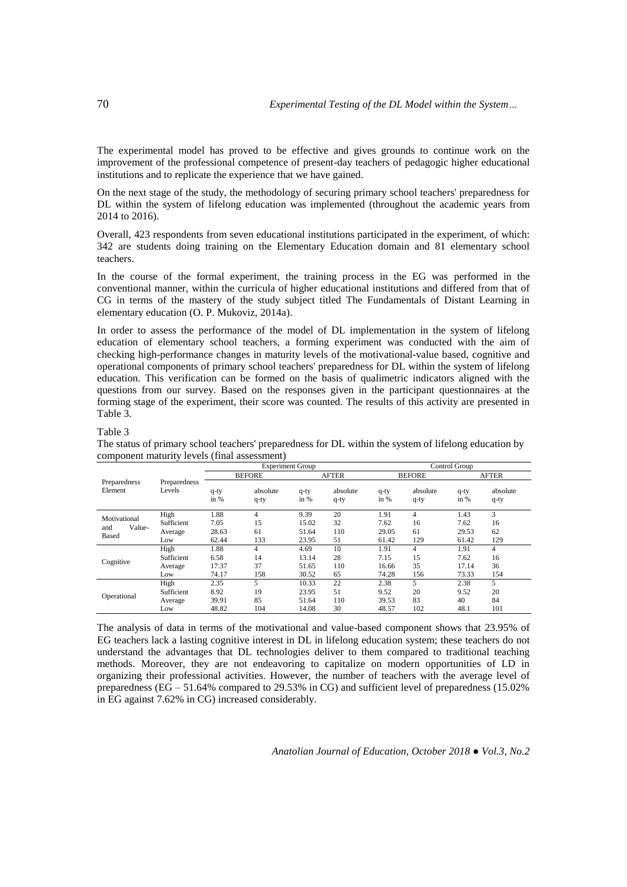The experimental model has proved to be effective and gives grounds to continue work on the improvement of the professional competence of present-day teachers of pedagogic higher educational institutions and to replicate the experience that we have gained.

On the next stage of the study, the methodology of securing primary school teachers' preparedness for DL within the system of lifelong education was implemented (throughout the academic years from 2014 to 2016).

Overall, 423 respondents from seven educational institutions participated in the experiment, of which: 342 are students doing training on the Elementary Education domain and 81 elementary school teachers.

In the course of the formal experiment, the training process in the EG was performed in the conventional manner, within the curricula of higher educational institutions and differed from that of CG in terms of the mastery of the study subject titled The Fundamentals of Distant Learning in elementary education (O. P. Mukoviz, 2014a).

In order to assess the performance of the model of DL implementation in the system of lifelong education of elementary school teachers, a forming experiment was conducted with the aim of checking high-performance changes in maturity levels of the motivational-value based, cognitive and operational components of primary school teachers' preparedness for DL within the system of lifelong education. This verification can be formed on the basis of qualimetric indicators aligned with the questions from our survey. Based on the responses given in the participant questionnaires at the forming stage of the experiment, their score was counted. The results of this activity are presented in Table 3.

Table 3

The status of primary school teachers' preparedness for DL within the system of lifelong education by component maturity levels (final assessment)

| Preparedness Element | Preparedness Levels | Experiment Group | | | | Control Group | | | |
|---|---|---|---|---|---|---|---|---|---|
| | | BEFORE | | AFTER | | BEFORE | | AFTER | |
| | | q-ty in % | absolute q-ty | q-ty in % | absolute q-ty | q-ty in % | absolute q-ty | q-ty in % | absolute q-ty |
| Motivational and Value-Based | High | 1.88 | 4 | 9.39 | 20 | 1.91 | 4 | 1.43 | 3 |
| | Sufficient | 7.05 | 15 | 15.02 | 32 | 7.62 | 16 | 7.62 | 16 |
| | Average | 28.63 | 61 | 51.64 | 110 | 29.05 | 61 | 29.53 | 62 |
| | Low | 62.44 | 133 | 23.95 | 51 | 61.42 | 129 | 61.42 | 129 |
| Cognitive | High | 1.88 | 4 | 4.69 | 10 | 1.91 | 4 | 1.91 | 4 |
| | Sufficient | 6.58 | 14 | 13.14 | 28 | 7.15 | 15 | 7.62 | 16 |
| | Average | 17.37 | 37 | 51.65 | 110 | 16.66 | 35 | 17.14 | 36 |
| | Low | 74.17 | 158 | 30.52 | 65 | 74.28 | 156 | 73.33 | 154 |
| Operational | High | 2.35 | 5 | 10.33 | 22 | 2.38 | 5 | 2.38 | 5 |
| | Sufficient | 8.92 | 19 | 23.95 | 51 | 9.52 | 20 | 9.52 | 20 |
| | Average | 39.91 | 85 | 51.64 | 110 | 39.53 | 83 | 40 | 84 |
| | Low | 48.82 | 104 | 14.08 | 30 | 48.57 | 102 | 48.1 | 101 |

The analysis of data in terms of the motivational and value-based component shows that 23.95% of EG teachers lack a lasting cognitive interest in DL in lifelong education system; these teachers do not understand the advantages that DL technologies deliver to them compared to traditional teaching methods. Moreover, they are not endeavoring to capitalize on modern opportunities of LD in organizing their professional activities. However, the number of teachers with the average level of preparedness (EG – 51.64% compared to 29.53% in CG) and sufficient level of preparedness (15.02% in EG against 7.62% in CG) increased considerably.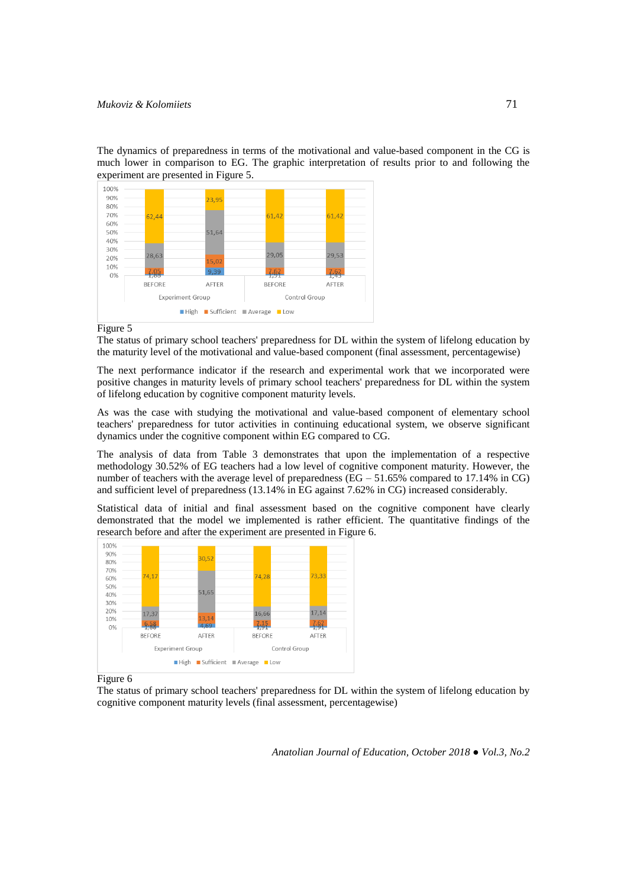The dynamics of preparedness in terms of the motivational and value-based component in the CG is much lower in comparison to EG. The graphic interpretation of results prior to and following the experiment are presented in Figure 5.

Figure 5
The status of primary school teachers' preparedness for DL within the system of lifelong education by the maturity level of the motivational and value-based component (final assessment, percentagewise)

The next performance indicator if the research and experimental work that we incorporated were positive changes in maturity levels of primary school teachers' preparedness for DL within the system of lifelong education by cognitive component maturity levels.

As was the case with studying the motivational and value-based component of elementary school teachers' preparedness for tutor activities in continuing educational system, we observe significant dynamics under the cognitive component within EG compared to CG.

The analysis of data from Table 3 demonstrates that upon the implementation of a respective methodology 30.52% of EG teachers had a low level of cognitive component maturity. However, the number of teachers with the average level of preparedness (EG – 51.65% compared to 17.14% in CG) and sufficient level of preparedness (13.14% in EG against 7.62% in CG) increased considerably.

Statistical data of initial and final assessment based on the cognitive component have clearly demonstrated that the model we implemented is rather efficient. The quantitative findings of the research before and after the experiment are presented in Figure 6.

Figure 6
The status of primary school teachers' preparedness for DL within the system of lifelong education by cognitive component maturity levels (final assessment, percentagewise)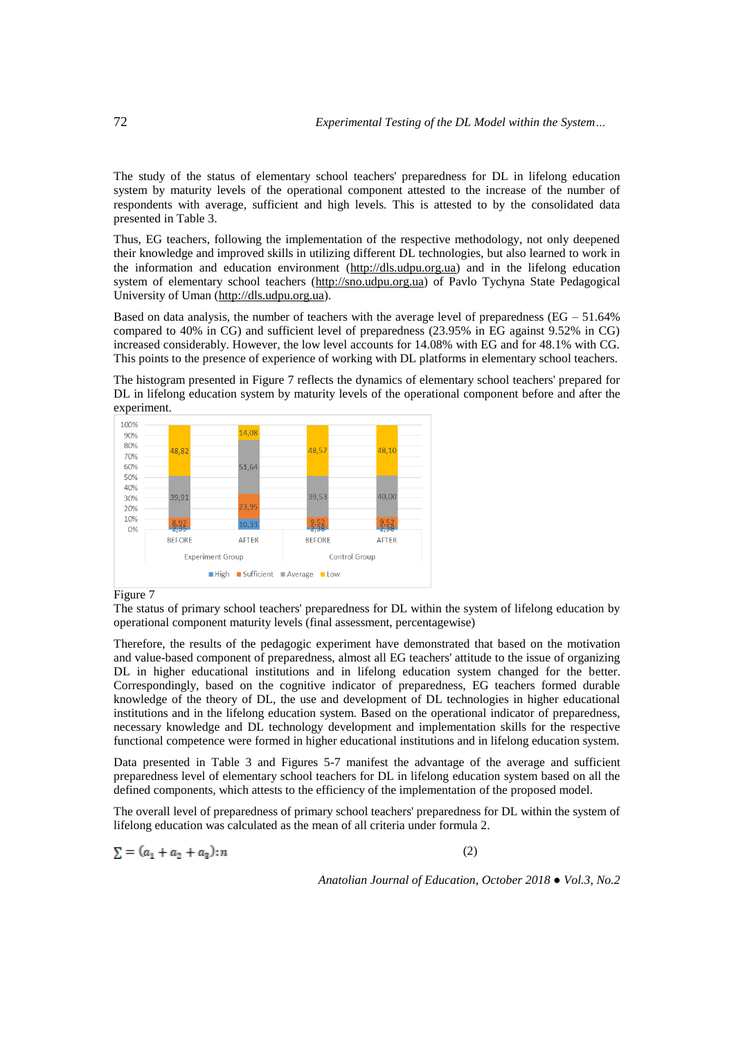The study of the status of elementary school teachers' preparedness for DL in lifelong education system by maturity levels of the operational component attested to the increase of the number of respondents with average, sufficient and high levels. This is attested to by the consolidated data presented in Table 3.

Thus, EG teachers, following the implementation of the respective methodology, not only deepened their knowledge and improved skills in utilizing different DL technologies, but also learned to work in the information and education environment (http://dls.udpu.org.ua) and in the lifelong education system of elementary school teachers (http://sno.udpu.org.ua) of Pavlo Tychyna State Pedagogical University of Uman (http://dls.udpu.org.ua).

Based on data analysis, the number of teachers with the average level of preparedness (EG – 51.64% compared to 40% in CG) and sufficient level of preparedness (23.95% in EG against 9.52% in CG) increased considerably. However, the low level accounts for 14.08% with EG and for 48.1% with CG. This points to the presence of experience of working with DL platforms in elementary school teachers.

The histogram presented in Figure 7 reflects the dynamics of elementary school teachers' prepared for DL in lifelong education system by maturity levels of the operational component before and after the experiment.

Figure 7

The status of primary school teachers' preparedness for DL within the system of lifelong education by operational component maturity levels (final assessment, percentagewise)

Therefore, the results of the pedagogic experiment have demonstrated that based on the motivation and value-based component of preparedness, almost all EG teachers' attitude to the issue of organizing DL in higher educational institutions and in lifelong education system changed for the better. Correspondingly, based on the cognitive indicator of preparedness, EG teachers formed durable knowledge of the theory of DL, the use and development of DL technologies in higher educational institutions and in the lifelong education system. Based on the operational indicator of preparedness, necessary knowledge and DL technology development and implementation skills for the respective functional competence were formed in higher educational institutions and in lifelong education system.

Data presented in Table 3 and Figures 5-7 manifest the advantage of the average and sufficient preparedness level of elementary school teachers for DL in lifelong education system based on all the defined components, which attests to the efficiency of the implementation of the proposed model.

The overall level of preparedness of primary school teachers' preparedness for DL within the system of lifelong education was calculated as the mean of all criteria under formula 2.

$$\sum = (a_1 + a_2 + a_3) : n \qquad (2)$$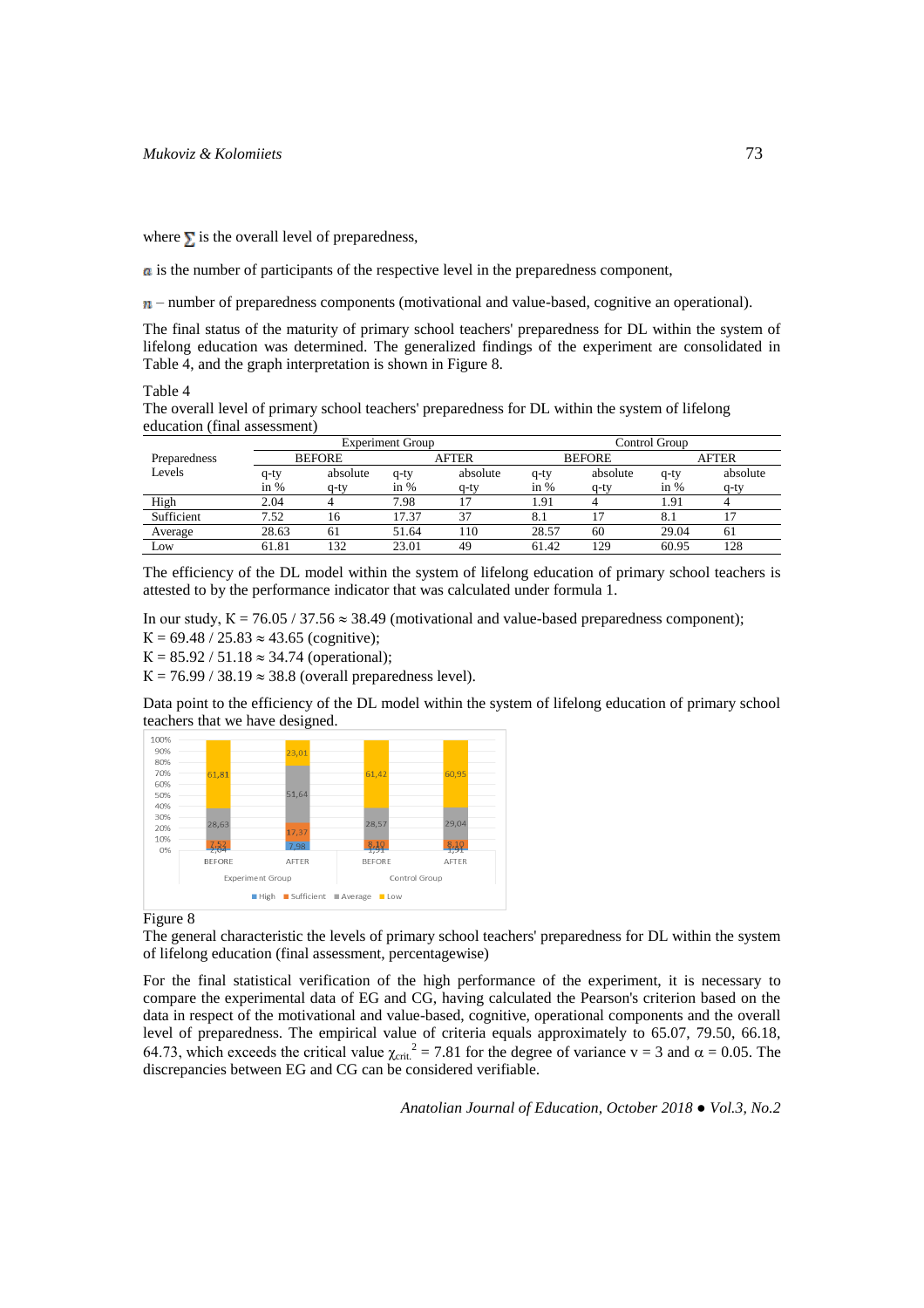where $\sum$ is the overall level of preparedness,

$a$ is the number of participants of the respective level in the preparedness component,

$n$ – number of preparedness components (motivational and value-based, cognitive an operational).

The final status of the maturity of primary school teachers' preparedness for DL within the system of lifelong education was determined. The generalized findings of the experiment are consolidated in Table 4, and the graph interpretation is shown in Figure 8.

Table 4
The overall level of primary school teachers' preparedness for DL within the system of lifelong education (final assessment)

| Preparedness Levels | Experiment Group | | | | Control Group | | | |
|---|---|---|---|---|---|---|---|---|
| | BEFORE | | AFTER | | BEFORE | | AFTER | |
| | q-ty in % | absolute q-ty | q-ty in % | absolute q-ty | q-ty in % | absolute q-ty | q-ty in % | absolute q-ty |
| High | 2.04 | 4 | 7.98 | 17 | 1.91 | 4 | 1.91 | 4 |
| Sufficient | 7.52 | 16 | 17.37 | 37 | 8.1 | 17 | 8.1 | 17 |
| Average | 28.63 | 61 | 51.64 | 110 | 28.57 | 60 | 29.04 | 61 |
| Low | 61.81 | 132 | 23.01 | 49 | 61.42 | 129 | 60.95 | 128 |

The efficiency of the DL model within the system of lifelong education of primary school teachers is attested to by the performance indicator that was calculated under formula 1.

In our study, $K = 76.05 / 37.56 \approx 38.49$ (motivational and value-based preparedness component);
$K = 69.48 / 25.83 \approx 43.65$ (cognitive);
$K = 85.92 / 51.18 \approx 34.74$ (operational);
$K = 76.99 / 38.19 \approx 38.8$ (overall preparedness level).

Data point to the efficiency of the DL model within the system of lifelong education of primary school teachers that we have designed.

Figure 8
The general characteristic the levels of primary school teachers' preparedness for DL within the system of lifelong education (final assessment, percentagewise)

For the final statistical verification of the high performance of the experiment, it is necessary to compare the experimental data of EG and CG, having calculated the Pearson's criterion based on the data in respect of the motivational and value-based, cognitive, operational components and the overall level of preparedness. The empirical value of criteria equals approximately to 65.07, 79.50, 66.18, 64.73, which exceeds the critical value $\chi^2_{crit.} = 7.81$ for the degree of variance $v = 3$ and $\alpha = 0.05$. The discrepancies between EG and CG can be considered verifiable.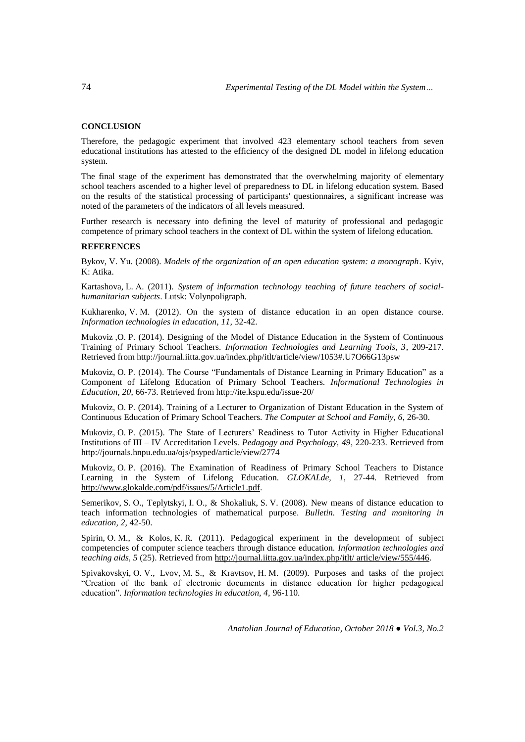## CONCLUSION

Therefore, the pedagogic experiment that involved 423 elementary school teachers from seven educational institutions has attested to the efficiency of the designed DL model in lifelong education system.

The final stage of the experiment has demonstrated that the overwhelming majority of elementary school teachers ascended to a higher level of preparedness to DL in lifelong education system. Based on the results of the statistical processing of participants' questionnaires, a significant increase was noted of the parameters of the indicators of all levels measured.

Further research is necessary into defining the level of maturity of professional and pedagogic competence of primary school teachers in the context of DL within the system of lifelong education.

## REFERENCES

Bykov, V. Yu. (2008). *Models of the organization of an open education system: a monograph*. Kyiv, K: Atika.

Kartashova, L. A. (2011). *System of information technology teaching of future teachers of social-humanitarian subjects*. Lutsk: Volynpoligraph.

Kukharenko, V. M. (2012). On the system of distance education in an open distance course. *Information technologies in education, 11,* 32-42.

Mukoviz ,O. P. (2014). Designing of the Model of Distance Education in the System of Continuous Training of Primary School Teachers. *Information Technologies and Learning Tools, 3*, 209-217. Retrieved from http://journal.iitta.gov.ua/index.php/itlt/article/view/1053#.U7O66G13psw

Mukoviz, O. P. (2014). The Course "Fundamentals of Distance Learning in Primary Education" as a Component of Lifelong Education of Primary School Teachers. *Informational Technologies in Education, 20*, 66-73. Retrieved from http://ite.kspu.edu/issue-20/

Mukoviz, O. P. (2014). Training of a Lecturer to Organization of Distant Education in the System of Continuous Education of Primary School Teachers. *The Computer at School and Family, 6*, 26-30.

Mukoviz, O. P. (2015). The State of Lecturers' Readiness to Tutor Activity in Higher Educational Institutions of III – IV Accreditation Levels. *Pedagogy and Psychology, 49*, 220-233. Retrieved from http://journals.hnpu.edu.ua/ojs/psyped/article/view/2774

Mukoviz, O. P. (2016). The Examination of Readiness of Primary School Teachers to Distance Learning in the System of Lifelong Education. *GLOKALde, 1,* 27-44. Retrieved from http://www.glokalde.com/pdf/issues/5/Article1.pdf.

Semerikov, S. O., Teplytskyi, I. O., & Shokaliuk, S. V. (2008). New means of distance education to teach information technologies of mathematical purpose. *Bulletin. Testing and monitoring in education, 2,* 42-50.

Spirin, O. M., & Kolos, K. R. (2011). Pedagogical experiment in the development of subject competencies of computer science teachers through distance education. *Information technologies and teaching aids, 5* (25). Retrieved from http://journal.iitta.gov.ua/index.php/itlt/ article/view/555/446.

Spivakovskyi, O. V., Lvov, M. S., & Kravtsov, H. M. (2009). Purposes and tasks of the project "Creation of the bank of electronic documents in distance education for higher pedagogical education". *Information technologies in education, 4,* 96-110.